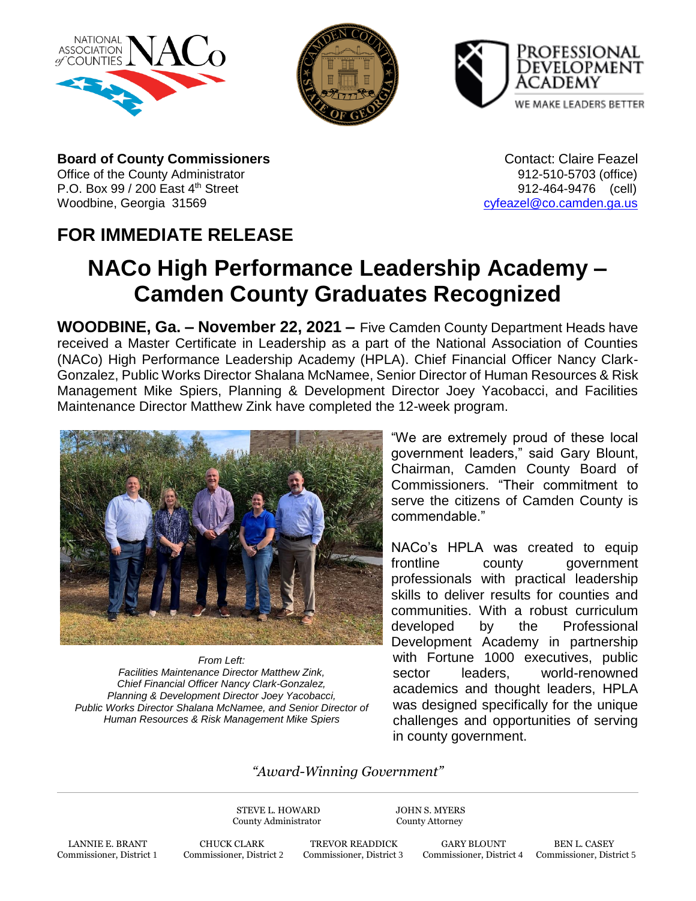**Board of County Commissioners**
Office of the County Administrator
P.O. Box 99 / 200 East 4th Street
Woodbine, Georgia 31569

Contact: Claire Feazel
912-510-5703 (office)
912-464-9476 (cell)
cyfeazel@co.camden.ga.us

## FOR IMMEDIATE RELEASE

# NACo High Performance Leadership Academy – Camden County Graduates Recognized

**WOODBINE, Ga. – November 22, 2021 –** Five Camden County Department Heads have received a Master Certificate in Leadership as a part of the National Association of Counties (NACo) High Performance Leadership Academy (HPLA). Chief Financial Officer Nancy Clark-Gonzalez, Public Works Director Shalana McNamee, Senior Director of Human Resources & Risk Management Mike Spiers, Planning & Development Director Joey Yacobacci, and Facilities Maintenance Director Matthew Zink have completed the 12-week program.

*From Left:*
*Facilities Maintenance Director Matthew Zink,*
*Chief Financial Officer Nancy Clark-Gonzalez,*
*Planning & Development Director Joey Yacobacci,*
*Public Works Director Shalana McNamee, and Senior Director of Human Resources & Risk Management Mike Spiers*

"We are extremely proud of these local government leaders," said Gary Blount, Chairman, Camden County Board of Commissioners. "Their commitment to serve the citizens of Camden County is commendable."

NACo's HPLA was created to equip frontline county government professionals with practical leadership skills to deliver results for counties and communities. With a robust curriculum developed by the Professional Development Academy in partnership with Fortune 1000 executives, public sector leaders, world-renowned academics and thought leaders, HPLA was designed specifically for the unique challenges and opportunities of serving in county government.

*"Award-Winning Government"*

STEVE L. HOWARD
County Administrator

JOHN S. MYERS
County Attorney

LANNIE E. BRANT
Commissioner, District 1

CHUCK CLARK
Commissioner, District 2

TREVOR READDICK
Commissioner, District 3

GARY BLOUNT
Commissioner, District 4

BEN L. CASEY
Commissioner, District 5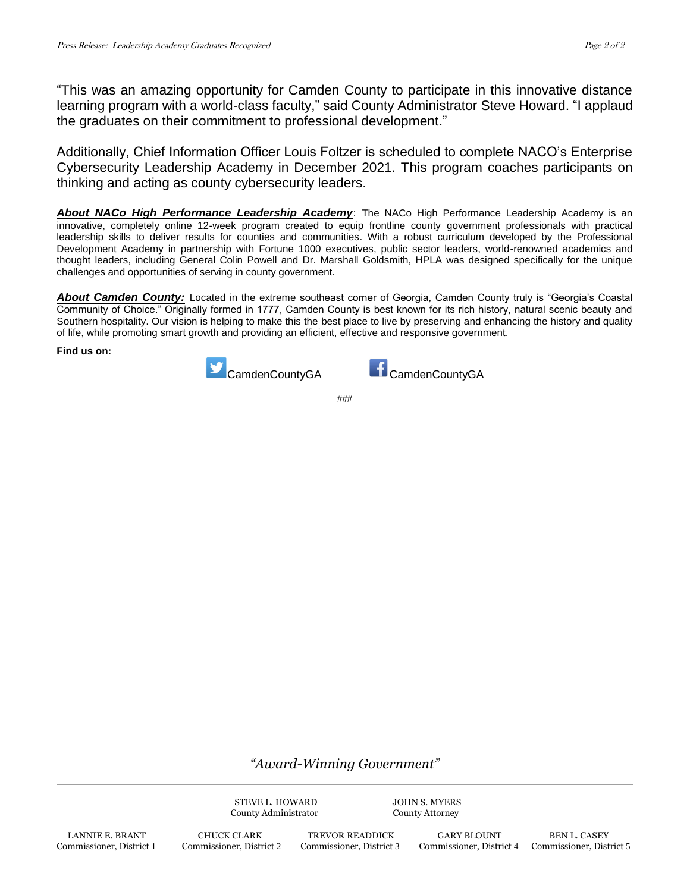"This was an amazing opportunity for Camden County to participate in this innovative distance learning program with a world-class faculty," said County Administrator Steve Howard. "I applaud the graduates on their commitment to professional development."

Additionally, Chief Information Officer Louis Foltzer is scheduled to complete NACO's Enterprise Cybersecurity Leadership Academy in December 2021. This program coaches participants on thinking and acting as county cybersecurity leaders.

***About NACo High Performance Leadership Academy***: The NACo High Performance Leadership Academy is an innovative, completely online 12-week program created to equip frontline county government professionals with practical leadership skills to deliver results for counties and communities. With a robust curriculum developed by the Professional Development Academy in partnership with Fortune 1000 executives, public sector leaders, world-renowned academics and thought leaders, including General Colin Powell and Dr. Marshall Goldsmith, HPLA was designed specifically for the unique challenges and opportunities of serving in county government.

***About Camden County:*** Located in the extreme southeast corner of Georgia, Camden County truly is "Georgia's Coastal Community of Choice." Originally formed in 1777, Camden County is best known for its rich history, natural scenic beauty and Southern hospitality. Our vision is helping to make this the best place to live by preserving and enhancing the history and quality of life, while promoting smart growth and providing an efficient, effective and responsive government.

**Find us on:**

CamdenCountyGA CamdenCountyGA

###

*"Award-Winning Government"*

STEVE L. HOWARD
County Administrator

JOHN S. MYERS
County Attorney

LANNIE E. BRANT
Commissioner, District 1

CHUCK CLARK
Commissioner, District 2

TREVOR READDICK
Commissioner, District 3

GARY BLOUNT
Commissioner, District 4

BEN L. CASEY
Commissioner, District 5